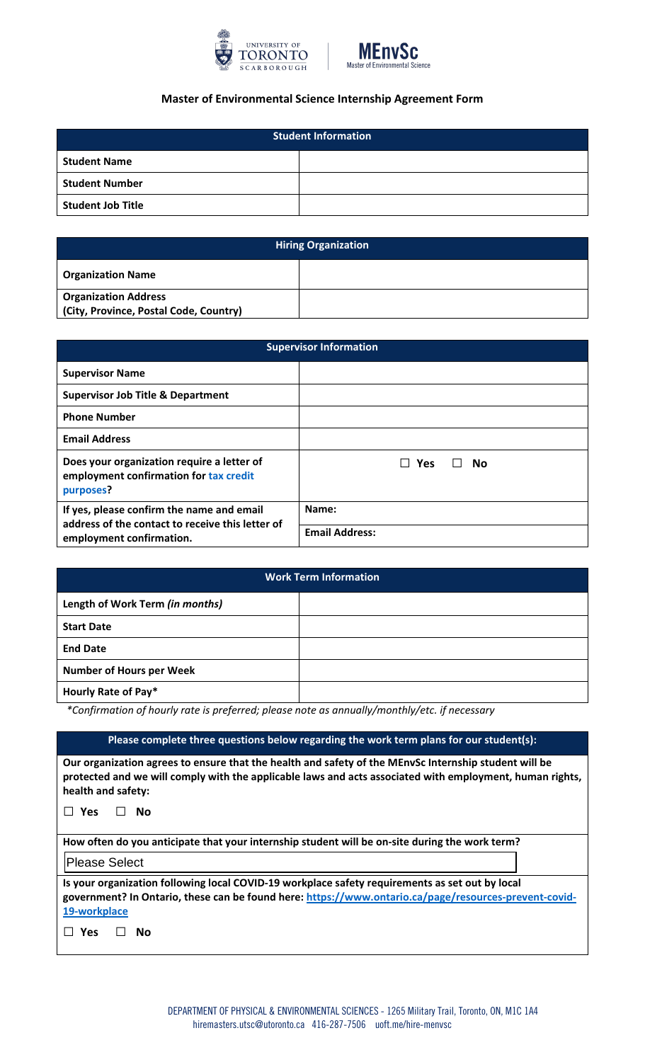# Master of Environmental Science Internship Agreement Form

| Student Information | |
|---|---|
| **Student Name** | |
| **Student Number** | |
| **Student Job Title** | |

| Hiring Organization | |
|---|---|
| **Organization Name** | |
| **Organization Address (City, Province, Postal Code, Country)** | |

| Supervisor Information | |
|---|---|
| **Supervisor Name** | |
| **Supervisor Job Title & Department** | |
| **Phone Number** | |
| **Email Address** | |
| **Does your organization require a letter of employment confirmation for tax credit purposes?** | ☐ **Yes** ☐ **No** |
| **If yes, please confirm the name and email address of the contact to receive this letter of employment confirmation.** | **Name:** |
| | **Email Address:** |

| Work Term Information | |
|---|---|
| **Length of Work Term** ***(in months)*** | |
| **Start Date** | |
| **End Date** | |
| **Number of Hours per Week** | |
| **Hourly Rate of Pay*** | |

*\*Confirmation of hourly rate is preferred; please note as annually/monthly/etc. if necessary*

**Please complete three questions below regarding the work term plans for our student(s):**

**Our organization agrees to ensure that the health and safety of the MEnvSc Internship student will be protected and we will comply with the applicable laws and acts associated with employment, human rights, health and safety:**

☐ **Yes** ☐ **No**

**How often do you anticipate that your internship student will be on-site during the work term?**

Please Select

**Is your organization following local COVID-19 workplace safety requirements as set out by local government? In Ontario, these can be found here: https://www.ontario.ca/page/resources-prevent-covid-19-workplace**

☐ **Yes** ☐ **No**

DEPARTMENT OF PHYSICAL & ENVIRONMENTAL SCIENCES - 1265 Military Trail, Toronto, ON, M1C 1A4
hiremasters.utsc@utoronto.ca 416-287-7506 uoft.me/hire-menvsc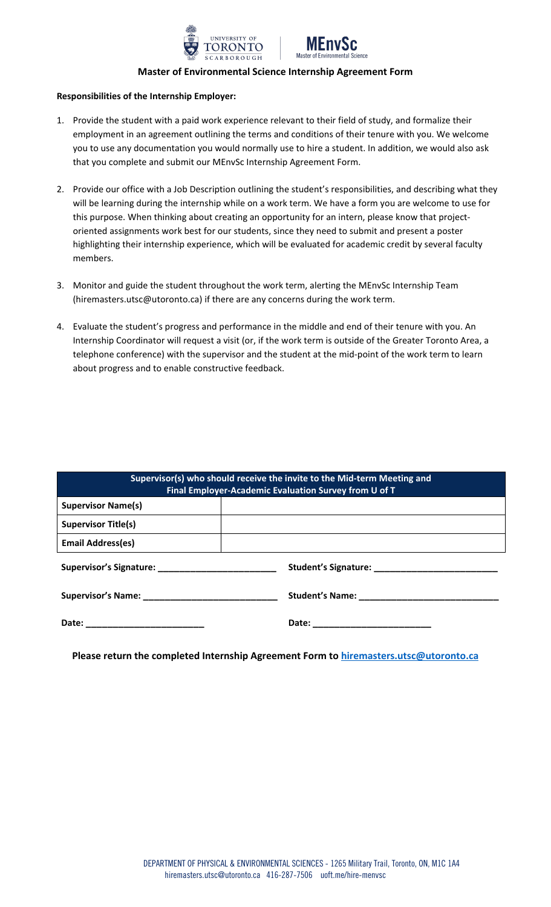## Master of Environmental Science Internship Agreement Form

**Responsibilities of the Internship Employer:**

1. Provide the student with a paid work experience relevant to their field of study, and formalize their employment in an agreement outlining the terms and conditions of their tenure with you. We welcome you to use any documentation you would normally use to hire a student. In addition, we would also ask that you complete and submit our MEnvSc Internship Agreement Form.

2. Provide our office with a Job Description outlining the student's responsibilities, and describing what they will be learning during the internship while on a work term. We have a form you are welcome to use for this purpose. When thinking about creating an opportunity for an intern, please know that project-oriented assignments work best for our students, since they need to submit and present a poster highlighting their internship experience, which will be evaluated for academic credit by several faculty members.

3. Monitor and guide the student throughout the work term, alerting the MEnvSc Internship Team (hiremasters.utsc@utoronto.ca) if there are any concerns during the work term.

4. Evaluate the student's progress and performance in the middle and end of their tenure with you. An Internship Coordinator will request a visit (or, if the work term is outside of the Greater Toronto Area, a telephone conference) with the supervisor and the student at the mid-point of the work term to learn about progress and to enable constructive feedback.

| Supervisor(s) who should receive the invite to the Mid-term Meeting and Final Employer-Academic Evaluation Survey from U of T | |
|---|---|
| **Supervisor Name(s)** | |
| **Supervisor Title(s)** | |
| **Email Address(es)** | |

**Supervisor's Signature:** ________________________ **Student's Signature:** ________________________

**Supervisor's Name:** ________________________ **Student's Name:** ________________________

**Date:** ________________________ **Date:** ________________________

**Please return the completed Internship Agreement Form to hiremasters.utsc@utoronto.ca**

DEPARTMENT OF PHYSICAL & ENVIRONMENTAL SCIENCES - 1265 Military Trail, Toronto, ON, M1C 1A4
hiremasters.utsc@utoronto.ca 416-287-7506 uoft.me/hire-menvsc